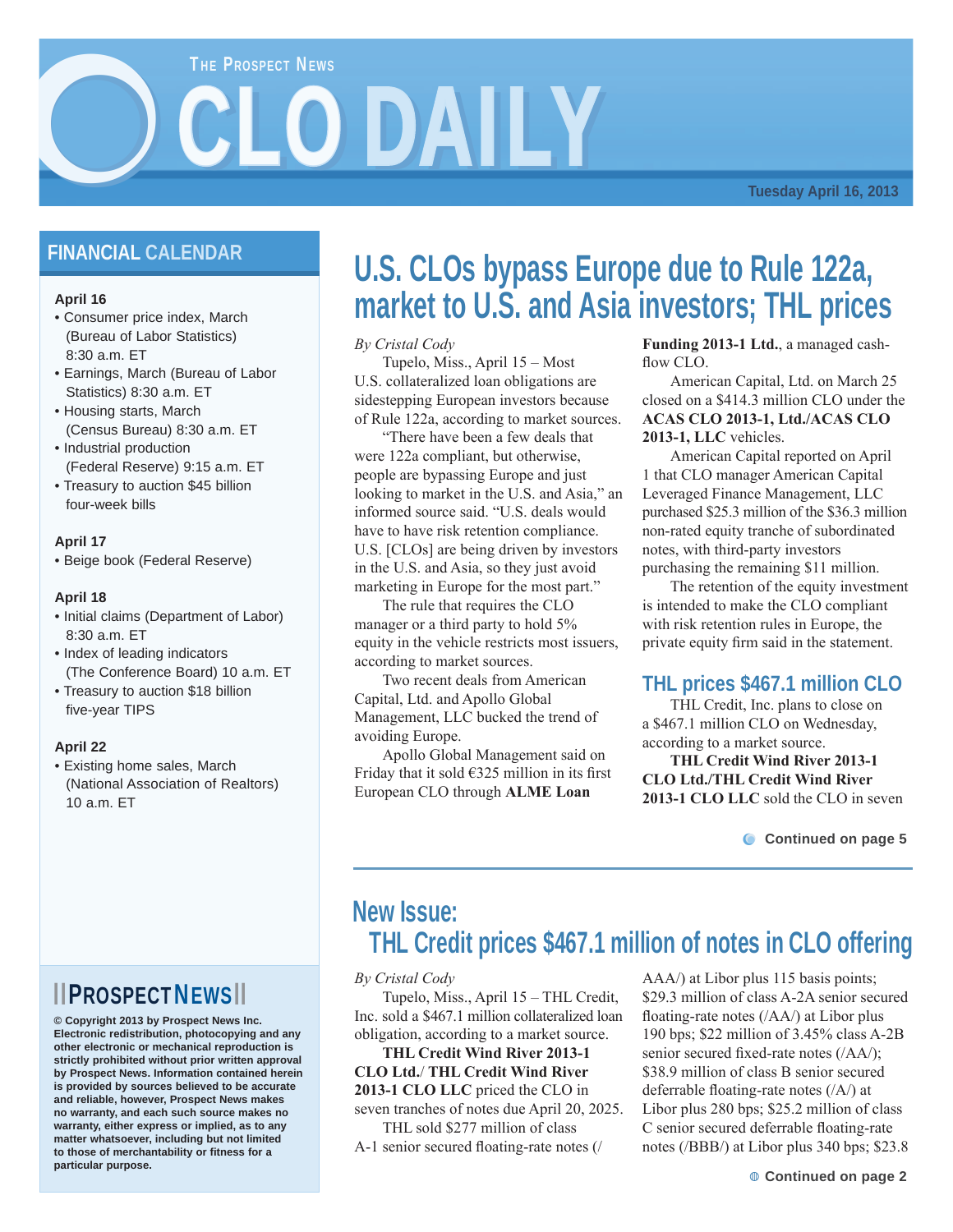# THE PROSPECT NEWS CLO DAILY

Tuesday April 16, 2013

## FINANCIAL CALENDAR

**April 16**

- Consumer price index, March (Bureau of Labor Statistics) 8:30 a.m. ET
- Earnings, March (Bureau of Labor Statistics) 8:30 a.m. ET
- Housing starts, March (Census Bureau) 8:30 a.m. ET
- Industrial production (Federal Reserve) 9:15 a.m. ET
- Treasury to auction $45 billion four-week bills

**April 17**

- Beige book (Federal Reserve)

**April 18**

- Initial claims (Department of Labor) 8:30 a.m. ET
- Index of leading indicators (The Conference Board) 10 a.m. ET
- Treasury to auction $18 billion five-year TIPS

**April 22**

- Existing home sales, March (National Association of Realtors) 10 a.m. ET

## U.S. CLOs bypass Europe due to Rule 122a, market to U.S. and Asia investors; THL prices

*By Cristal Cody*

Tupelo, Miss., April 15 – Most U.S. collateralized loan obligations are sidestepping European investors because of Rule 122a, according to market sources.

"There have been a few deals that were 122a compliant, but otherwise, people are bypassing Europe and just looking to market in the U.S. and Asia," an informed source said. "U.S. deals would have to have risk retention compliance. U.S. [CLOs] are being driven by investors in the U.S. and Asia, so they just avoid marketing in Europe for the most part."

The rule that requires the CLO manager or a third party to hold 5% equity in the vehicle restricts most issuers, according to market sources.

Two recent deals from American Capital, Ltd. and Apollo Global Management, LLC bucked the trend of avoiding Europe.

Apollo Global Management said on Friday that it sold €325 million in its first European CLO through **ALME Loan Funding 2013-1 Ltd.**, a managed cash-flow CLO.

American Capital, Ltd. on March 25 closed on a $414.3 million CLO under the **ACAS CLO 2013-1, Ltd./ACAS CLO 2013-1, LLC** vehicles.

American Capital reported on April 1 that CLO manager American Capital Leveraged Finance Management, LLC purchased $25.3 million of the $36.3 million non-rated equity tranche of subordinated notes, with third-party investors purchasing the remaining $11 million.

The retention of the equity investment is intended to make the CLO compliant with risk retention rules in Europe, the private equity firm said in the statement.

### THL prices $467.1 million CLO

THL Credit, Inc. plans to close on a $467.1 million CLO on Wednesday, according to a market source.

**THL Credit Wind River 2013-1 CLO Ltd./THL Credit Wind River 2013-1 CLO LLC** sold the CLO in seven

Continued on page 5

## New Issue: THL Credit prices $467.1 million of notes in CLO offering

*By Cristal Cody*

Tupelo, Miss., April 15 – THL Credit, Inc. sold a $467.1 million collateralized loan obligation, according to a market source.

**THL Credit Wind River 2013-1 CLO Ltd./ THL Credit Wind River 2013-1 CLO LLC** priced the CLO in seven tranches of notes due April 20, 2025.

THL sold $277 million of class A-1 senior secured floating-rate notes (/AAA/) at Libor plus 115 basis points; $29.3 million of class A-2A senior secured floating-rate notes (/AA/) at Libor plus 190 bps; $22 million of 3.45% class A-2B senior secured fixed-rate notes (/AA/); $38.9 million of class B senior secured deferrable floating-rate notes (/A/) at Libor plus 280 bps; $25.2 million of class C senior secured deferrable floating-rate notes (/BBB/) at Libor plus 340 bps; $23.8

Continued on page 2

**PROSPECT NEWS**

**© Copyright 2013 by Prospect News Inc. Electronic redistribution, photocopying and any other electronic or mechanical reproduction is strictly prohibited without prior written approval by Prospect News. Information contained herein is provided by sources believed to be accurate and reliable, however, Prospect News makes no warranty, and each such source makes no warranty, either express or implied, as to any matter whatsoever, including but not limited to those of merchantability or fitness for a particular purpose.**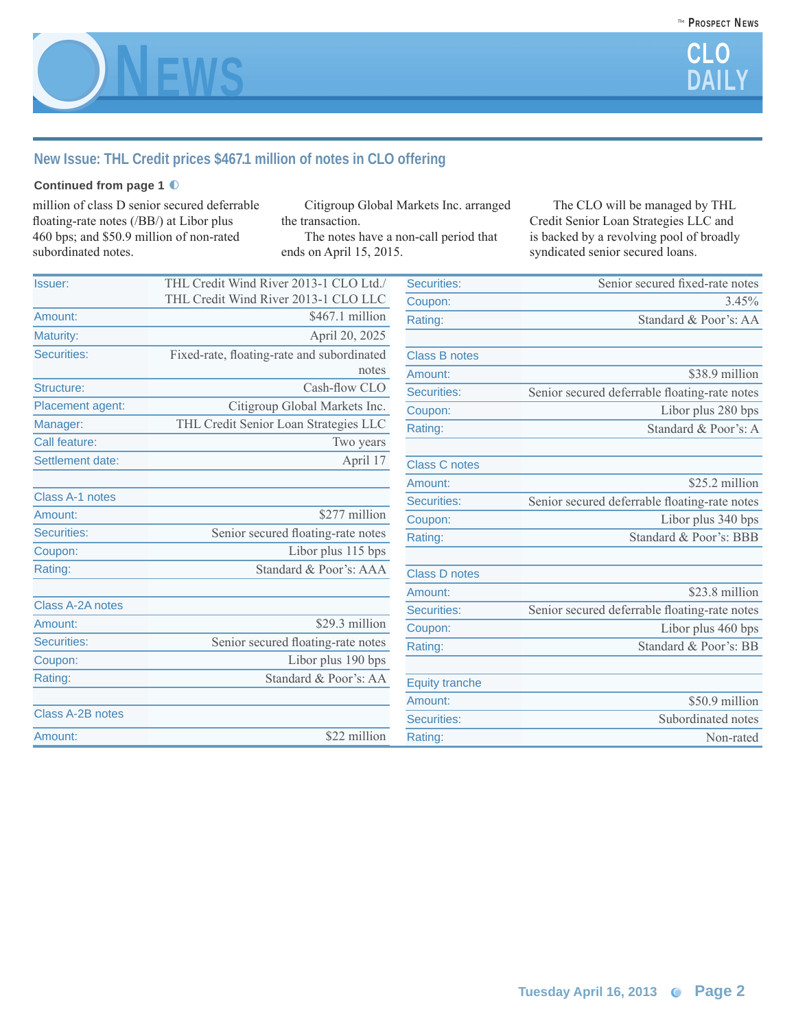## New Issue: THL Credit prices $467.1 million of notes in CLO offering

**Continued from page 1**

million of class D senior secured deferrable floating-rate notes (/BB/) at Libor plus 460 bps; and $50.9 million of non-rated subordinated notes.

Citigroup Global Markets Inc. arranged the transaction.

The notes have a non-call period that ends on April 15, 2015.

The CLO will be managed by THL Credit Senior Loan Strategies LLC and is backed by a revolving pool of broadly syndicated senior secured loans.

| | |
|---|---|
| Issuer: | THL Credit Wind River 2013-1 CLO Ltd./ THL Credit Wind River 2013-1 CLO LLC |
| Amount: | $467.1 million |
| Maturity: | April 20, 2025 |
| Securities: | Fixed-rate, floating-rate and subordinated notes |
| Structure: | Cash-flow CLO |
| Placement agent: | Citigroup Global Markets Inc. |
| Manager: | THL Credit Senior Loan Strategies LLC |
| Call feature: | Two years |
| Settlement date: | April 17 |
| | |
| **Class A-1 notes** | |
| Amount: | $277 million |
| Securities: | Senior secured floating-rate notes |
| Coupon: | Libor plus 115 bps |
| Rating: | Standard & Poor's: AAA |
| | |
| **Class A-2A notes** | |
| Amount: | $29.3 million |
| Securities: | Senior secured floating-rate notes |
| Coupon: | Libor plus 190 bps |
| Rating: | Standard & Poor's: AA |
| | |
| **Class A-2B notes** | |
| Amount: | $22 million |
| Securities: | Senior secured fixed-rate notes |
| Coupon: | 3.45% |
| Rating: | Standard & Poor's: AA |
| | |
| **Class B notes** | |
| Amount: | $38.9 million |
| Securities: | Senior secured deferrable floating-rate notes |
| Coupon: | Libor plus 280 bps |
| Rating: | Standard & Poor's: A |
| | |
| **Class C notes** | |
| Amount: | $25.2 million |
| Securities: | Senior secured deferrable floating-rate notes |
| Coupon: | Libor plus 340 bps |
| Rating: | Standard & Poor's: BBB |
| | |
| **Class D notes** | |
| Amount: | $23.8 million |
| Securities: | Senior secured deferrable floating-rate notes |
| Coupon: | Libor plus 460 bps |
| Rating: | Standard & Poor's: BB |
| | |
| **Equity tranche** | |
| Amount: | $50.9 million |
| Securities: | Subordinated notes |
| Rating: | Non-rated |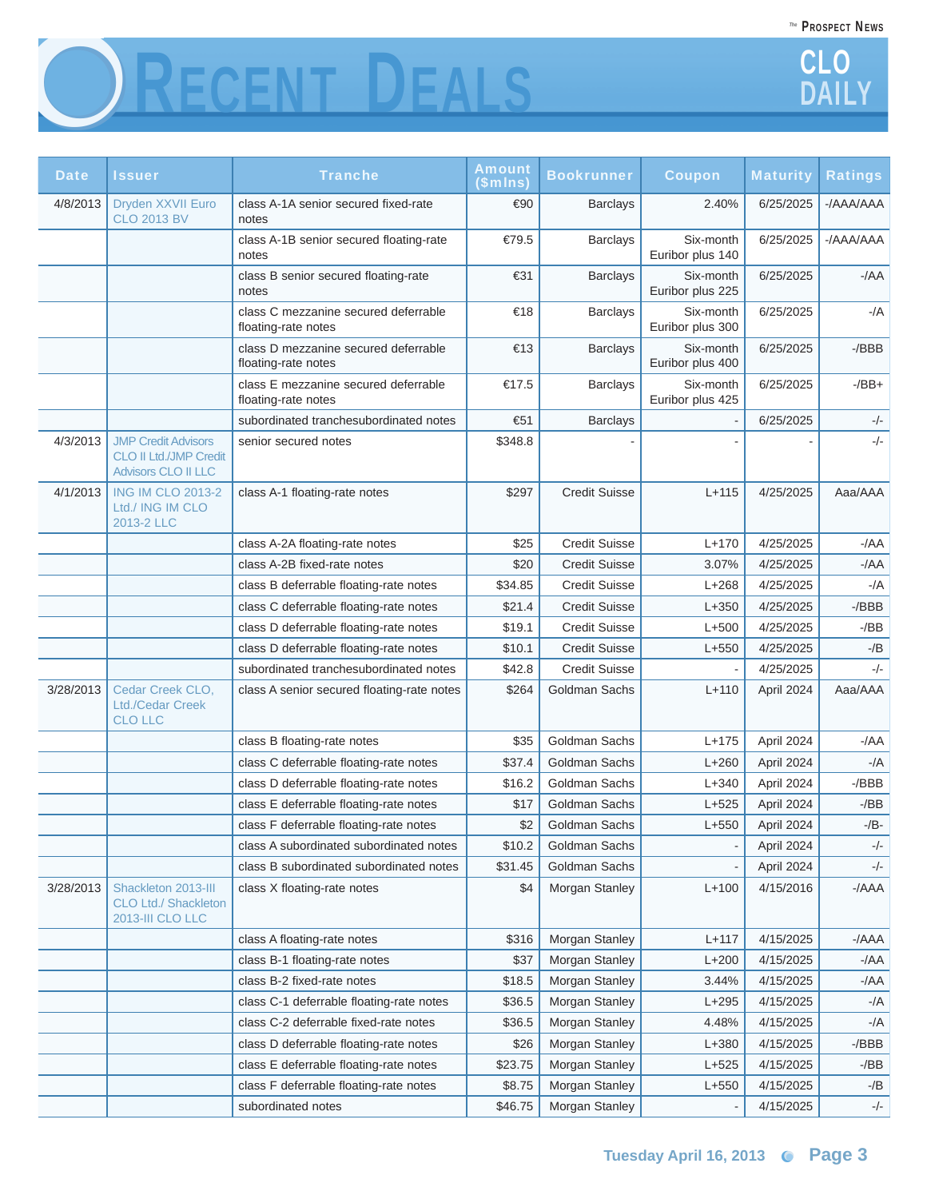# Recent Deals

| Date | Issuer | Tranche | Amount ($mlns) | Bookrunner | Coupon | Maturity | Ratings |
|---|---|---|---|---|---|---|---|
| 4/8/2013 | Dryden XXVII Euro CLO 2013 BV | class A-1A senior secured fixed-rate notes | €90 | Barclays | 2.40% | 6/25/2025 | -/AAA/AAA |
| | | class A-1B senior secured floating-rate notes | €79.5 | Barclays | Six-month Euribor plus 140 | 6/25/2025 | -/AAA/AAA |
| | | class B senior secured floating-rate notes | €31 | Barclays | Six-month Euribor plus 225 | 6/25/2025 | -/AA |
| | | class C mezzanine secured deferrable floating-rate notes | €18 | Barclays | Six-month Euribor plus 300 | 6/25/2025 | -/A |
| | | class D mezzanine secured deferrable floating-rate notes | €13 | Barclays | Six-month Euribor plus 400 | 6/25/2025 | -/BBB |
| | | class E mezzanine secured deferrable floating-rate notes | €17.5 | Barclays | Six-month Euribor plus 425 | 6/25/2025 | -/BB+ |
| | | subordinated tranchesubordinated notes | €51 | Barclays | - | 6/25/2025 | -/- |
| 4/3/2013 | JMP Credit Advisors CLO II Ltd./JMP Credit Advisors CLO II LLC | senior secured notes | $348.8 | - | - | - | -/- |
| 4/1/2013 | ING IM CLO 2013-2 Ltd./ ING IM CLO 2013-2 LLC | class A-1 floating-rate notes | $297 | Credit Suisse | L+115 | 4/25/2025 | Aaa/AAA |
| | | class A-2A floating-rate notes | $25 | Credit Suisse | L+170 | 4/25/2025 | -/AA |
| | | class A-2B fixed-rate notes | $20 | Credit Suisse | 3.07% | 4/25/2025 | -/AA |
| | | class B deferrable floating-rate notes | $34.85 | Credit Suisse | L+268 | 4/25/2025 | -/A |
| | | class C deferrable floating-rate notes | $21.4 | Credit Suisse | L+350 | 4/25/2025 | -/BBB |
| | | class D deferrable floating-rate notes | $19.1 | Credit Suisse | L+500 | 4/25/2025 | -/BB |
| | | class D deferrable floating-rate notes | $10.1 | Credit Suisse | L+550 | 4/25/2025 | -/B |
| | | subordinated tranchesubordinated notes | $42.8 | Credit Suisse | - | 4/25/2025 | -/- |
| 3/28/2013 | Cedar Creek CLO, Ltd./Cedar Creek CLO LLC | class A senior secured floating-rate notes | $264 | Goldman Sachs | L+110 | April 2024 | Aaa/AAA |
| | | class B floating-rate notes | $35 | Goldman Sachs | L+175 | April 2024 | -/AA |
| | | class C deferrable floating-rate notes | $37.4 | Goldman Sachs | L+260 | April 2024 | -/A |
| | | class D deferrable floating-rate notes | $16.2 | Goldman Sachs | L+340 | April 2024 | -/BBB |
| | | class E deferrable floating-rate notes | $17 | Goldman Sachs | L+525 | April 2024 | -/BB |
| | | class F deferrable floating-rate notes | $2 | Goldman Sachs | L+550 | April 2024 | -/B- |
| | | class A subordinated subordinated notes | $10.2 | Goldman Sachs | - | April 2024 | -/- |
| | | class B subordinated subordinated notes | $31.45 | Goldman Sachs | - | April 2024 | -/- |
| 3/28/2013 | Shackleton 2013-III CLO Ltd./ Shackleton 2013-III CLO LLC | class X floating-rate notes | $4 | Morgan Stanley | L+100 | 4/15/2016 | -/AAA |
| | | class A floating-rate notes | $316 | Morgan Stanley | L+117 | 4/15/2025 | -/AAA |
| | | class B-1 floating-rate notes | $37 | Morgan Stanley | L+200 | 4/15/2025 | -/AA |
| | | class B-2 fixed-rate notes | $18.5 | Morgan Stanley | 3.44% | 4/15/2025 | -/AA |
| | | class C-1 deferrable floating-rate notes | $36.5 | Morgan Stanley | L+295 | 4/15/2025 | -/A |
| | | class C-2 deferrable fixed-rate notes | $36.5 | Morgan Stanley | 4.48% | 4/15/2025 | -/A |
| | | class D deferrable floating-rate notes | $26 | Morgan Stanley | L+380 | 4/15/2025 | -/BBB |
| | | class E deferrable floating-rate notes | $23.75 | Morgan Stanley | L+525 | 4/15/2025 | -/BB |
| | | class F deferrable floating-rate notes | $8.75 | Morgan Stanley | L+550 | 4/15/2025 | -/B |
| | | subordinated notes | $46.75 | Morgan Stanley | - | 4/15/2025 | -/- |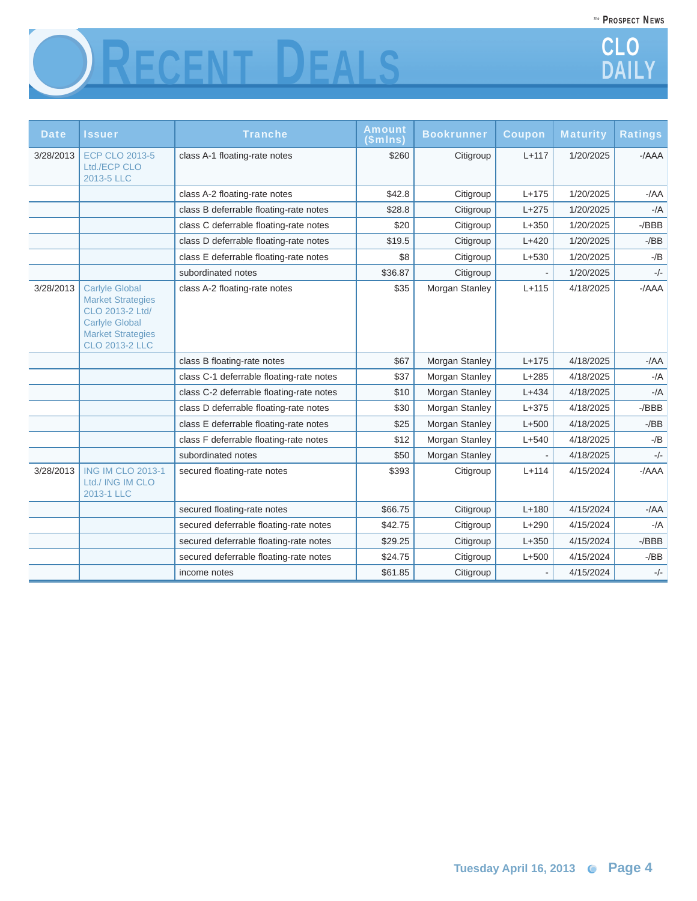# Recent Deals

| Date | Issuer | Tranche | Amount ($mlns) | Bookrunner | Coupon | Maturity | Ratings |
|---|---|---|---|---|---|---|---|
| 3/28/2013 | ECP CLO 2013-5 Ltd./ECP CLO 2013-5 LLC | class A-1 floating-rate notes | $260 | Citigroup | L+117 | 1/20/2025 | -/AAA |
| | | class A-2 floating-rate notes | $42.8 | Citigroup | L+175 | 1/20/2025 | -/AA |
| | | class B deferrable floating-rate notes | $28.8 | Citigroup | L+275 | 1/20/2025 | -/A |
| | | class C deferrable floating-rate notes | $20 | Citigroup | L+350 | 1/20/2025 | -/BBB |
| | | class D deferrable floating-rate notes | $19.5 | Citigroup | L+420 | 1/20/2025 | -/BB |
| | | class E deferrable floating-rate notes | $8 | Citigroup | L+530 | 1/20/2025 | -/B |
| | | subordinated notes | $36.87 | Citigroup | - | 1/20/2025 | -/- |
| 3/28/2013 | Carlyle Global Market Strategies CLO 2013-2 Ltd/ Carlyle Global Market Strategies CLO 2013-2 LLC | class A-2 floating-rate notes | $35 | Morgan Stanley | L+115 | 4/18/2025 | -/AAA |
| | | class B floating-rate notes | $67 | Morgan Stanley | L+175 | 4/18/2025 | -/AA |
| | | class C-1 deferrable floating-rate notes | $37 | Morgan Stanley | L+285 | 4/18/2025 | -/A |
| | | class C-2 deferrable floating-rate notes | $10 | Morgan Stanley | L+434 | 4/18/2025 | -/A |
| | | class D deferrable floating-rate notes | $30 | Morgan Stanley | L+375 | 4/18/2025 | -/BBB |
| | | class E deferrable floating-rate notes | $25 | Morgan Stanley | L+500 | 4/18/2025 | -/BB |
| | | class F deferrable floating-rate notes | $12 | Morgan Stanley | L+540 | 4/18/2025 | -/B |
| | | subordinated notes | $50 | Morgan Stanley | - | 4/18/2025 | -/- |
| 3/28/2013 | ING IM CLO 2013-1 Ltd./ ING IM CLO 2013-1 LLC | secured floating-rate notes | $393 | Citigroup | L+114 | 4/15/2024 | -/AAA |
| | | secured floating-rate notes | $66.75 | Citigroup | L+180 | 4/15/2024 | -/AA |
| | | secured deferrable floating-rate notes | $42.75 | Citigroup | L+290 | 4/15/2024 | -/A |
| | | secured deferrable floating-rate notes | $29.25 | Citigroup | L+350 | 4/15/2024 | -/BBB |
| | | secured deferrable floating-rate notes | $24.75 | Citigroup | L+500 | 4/15/2024 | -/BB |
| | | income notes | $61.85 | Citigroup | - | 4/15/2024 | -/- |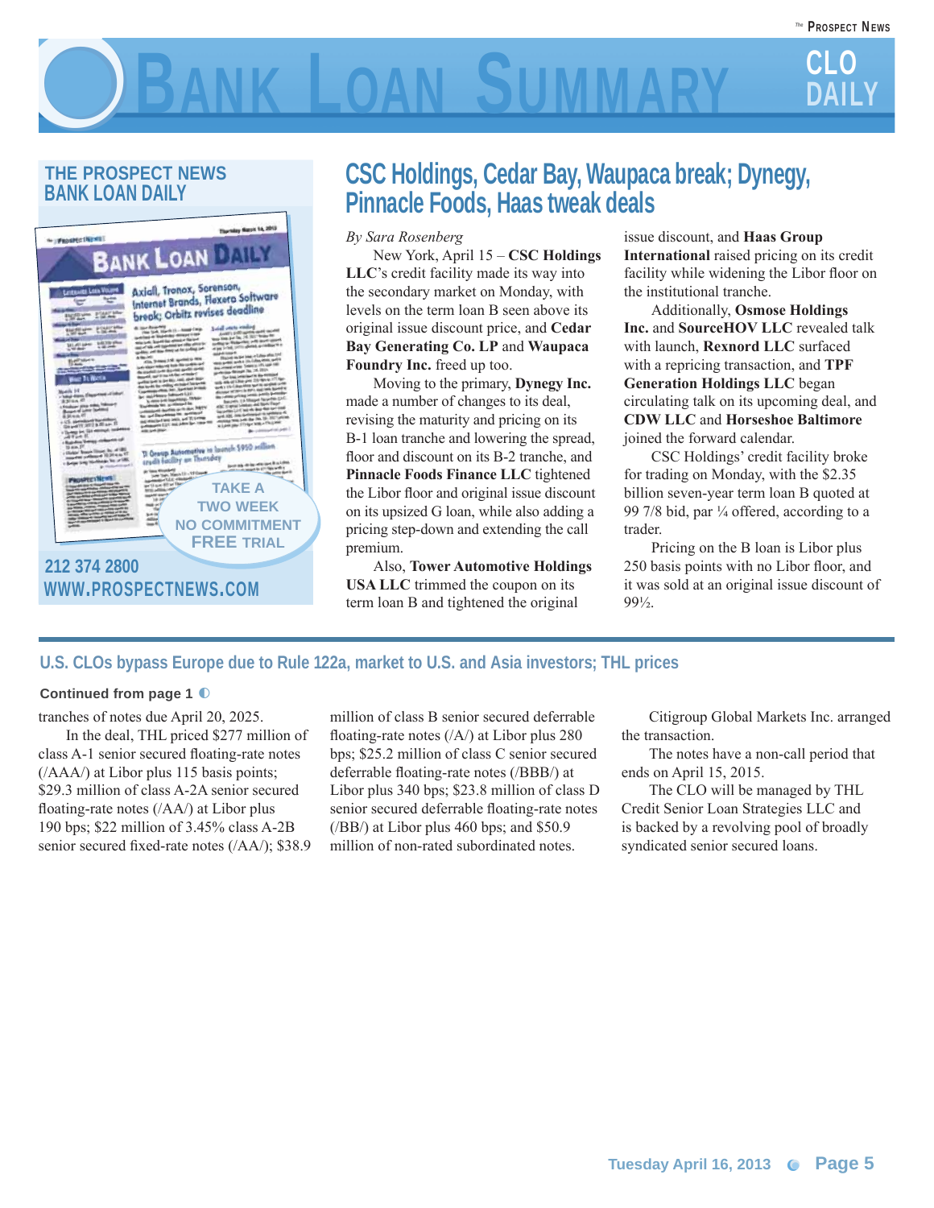## THE PROSPECT NEWS BANK LOAN DAILY

TAKE A TWO WEEK NO COMMITMENT FREE TRIAL

212 374 2800
WWW.PROSPECTNEWS.COM

# CSC Holdings, Cedar Bay, Waupaca break; Dynegy, Pinnacle Foods, Haas tweak deals

*By Sara Rosenberg*

New York, April 15 – **CSC Holdings LLC**'s credit facility made its way into the secondary market on Monday, with levels on the term loan B seen above its original issue discount price, and **Cedar Bay Generating Co. LP** and **Waupaca Foundry Inc.** freed up too.

Moving to the primary, **Dynegy Inc.** made a number of changes to its deal, revising the maturity and pricing on its B-1 loan tranche and lowering the spread, floor and discount on its B-2 tranche, and **Pinnacle Foods Finance LLC** tightened the Libor floor and original issue discount on its upsized G loan, while also adding a pricing step-down and extending the call premium.

Also, **Tower Automotive Holdings USA LLC** trimmed the coupon on its term loan B and tightened the original issue discount, and **Haas Group International** raised pricing on its credit facility while widening the Libor floor on the institutional tranche.

Additionally, **Osmose Holdings Inc.** and **SourceHOV LLC** revealed talk with launch, **Rexnord LLC** surfaced with a repricing transaction, and **TPF Generation Holdings LLC** began circulating talk on its upcoming deal, and **CDW LLC** and **Horseshoe Baltimore** joined the forward calendar.

CSC Holdings' credit facility broke for trading on Monday, with the $2.35 billion seven-year term loan B quoted at 99 7/8 bid, par ¼ offered, according to a trader.

Pricing on the B loan is Libor plus 250 basis points with no Libor floor, and it was sold at an original issue discount of 99½.

## U.S. CLOs bypass Europe due to Rule 122a, market to U.S. and Asia investors; THL prices

**Continued from page 1**

tranches of notes due April 20, 2025.

In the deal, THL priced $277 million of class A-1 senior secured floating-rate notes (/AAA/) at Libor plus 115 basis points; $29.3 million of class A-2A senior secured floating-rate notes (/AA/) at Libor plus 190 bps; $22 million of 3.45% class A-2B senior secured fixed-rate notes (/AA/); $38.9 million of class B senior secured deferrable floating-rate notes (/A/) at Libor plus 280 bps; $25.2 million of class C senior secured deferrable floating-rate notes (/BBB/) at Libor plus 340 bps; $23.8 million of class D senior secured deferrable floating-rate notes (/BB/) at Libor plus 460 bps; and $50.9 million of non-rated subordinated notes.

Citigroup Global Markets Inc. arranged the transaction.

The notes have a non-call period that ends on April 15, 2015.

The CLO will be managed by THL Credit Senior Loan Strategies LLC and is backed by a revolving pool of broadly syndicated senior secured loans.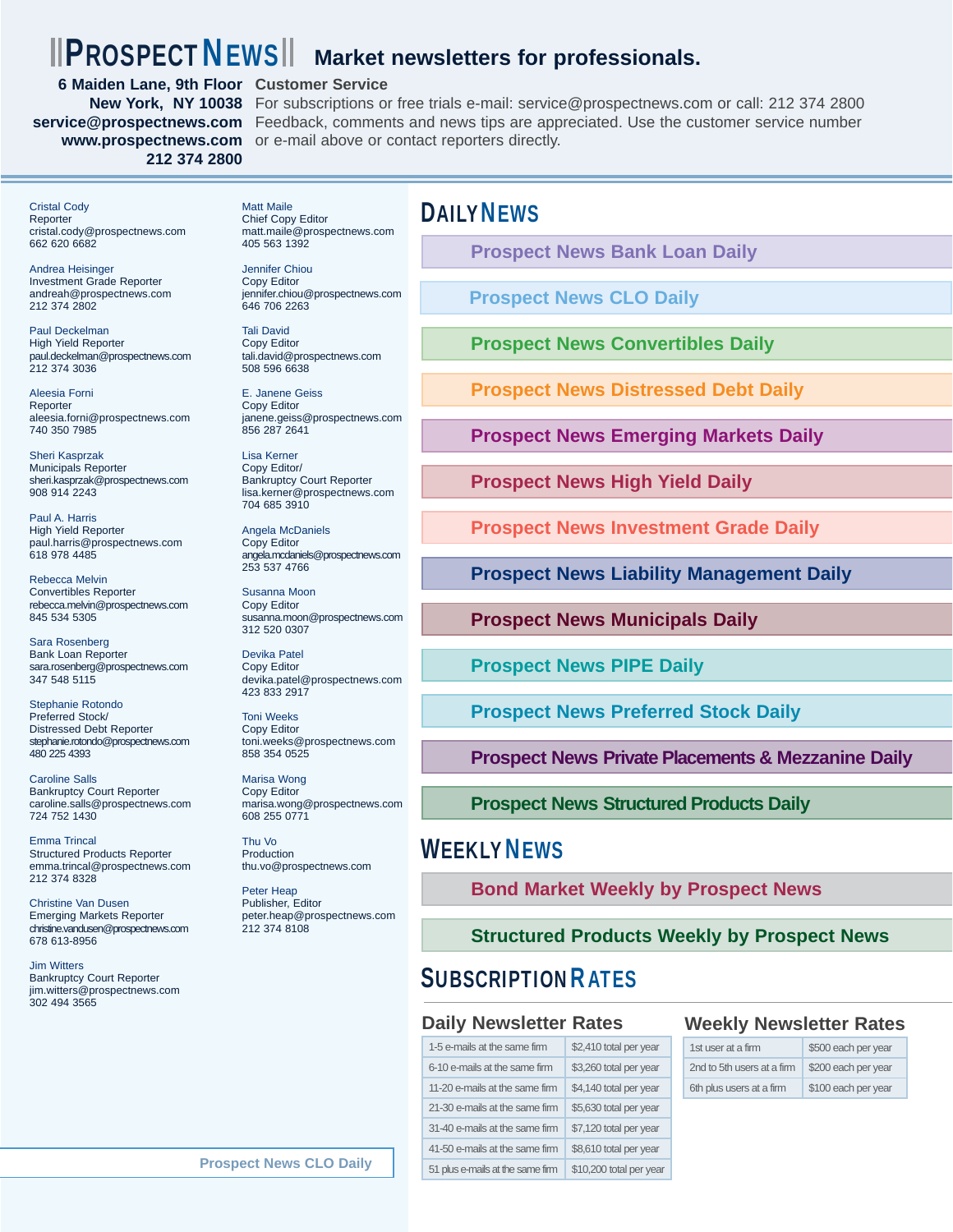# PROSPECT NEWS Market newsletters for professionals.

6 Maiden Lane, 9th Floor
New York, NY 10038
service@prospectnews.com
www.prospectnews.com
212 374 2800

**Customer Service**
For subscriptions or free trials e-mail: service@prospectnews.com or call: 212 374 2800
Feedback, comments and news tips are appreciated. Use the customer service number or e-mail above or contact reporters directly.

Cristal Cody
Reporter
cristal.cody@prospectnews.com
662 620 6682

Andrea Heisinger
Investment Grade Reporter
andreah@prospectnews.com
212 374 2802

Paul Deckelman
High Yield Reporter
paul.deckelman@prospectnews.com
212 374 3036

Aleesia Forni
Reporter
aleesia.forni@prospectnews.com
740 350 7985

Sheri Kasprzak
Municipals Reporter
sheri.kasprzak@prospectnews.com
908 914 2243

Paul A. Harris
High Yield Reporter
paul.harris@prospectnews.com
618 978 4485

Rebecca Melvin
Convertibles Reporter
rebecca.melvin@prospectnews.com
845 534 5305

Sara Rosenberg
Bank Loan Reporter
sara.rosenberg@prospectnews.com
347 548 5115

Stephanie Rotondo
Preferred Stock/
Distressed Debt Reporter
stephanie.rotondo@prospectnews.com
480 225 4393

Caroline Salls
Bankruptcy Court Reporter
caroline.salls@prospectnews.com
724 752 1430

Emma Trincal
Structured Products Reporter
emma.trincal@prospectnews.com
212 374 8328

Christine Van Dusen
Emerging Markets Reporter
christine.vandusen@prospectnews.com
678 613-8956

Jim Witters
Bankruptcy Court Reporter
jim.witters@prospectnews.com
302 494 3565

Matt Maile
Chief Copy Editor
matt.maile@prospectnews.com
405 563 1392

Jennifer Chiou
Copy Editor
jennifer.chiou@prospectnews.com
646 706 2263

Tali David
Copy Editor
tali.david@prospectnews.com
508 596 6638

E. Janene Geiss
Copy Editor
janene.geiss@prospectnews.com
856 287 2641

Lisa Kerner
Copy Editor/
Bankruptcy Court Reporter
lisa.kerner@prospectnews.com
704 685 3910

Angela McDaniels
Copy Editor
angela.mcdaniels@prospectnews.com
253 537 4766

Susanna Moon
Copy Editor
susanna.moon@prospectnews.com
312 520 0307

Devika Patel
Copy Editor
devika.patel@prospectnews.com
423 833 2917

Toni Weeks
Copy Editor
toni.weeks@prospectnews.com
858 354 0525

Marisa Wong
Copy Editor
marisa.wong@prospectnews.com
608 255 0771

Thu Vo
Production
thu.vo@prospectnews.com

Peter Heap
Publisher, Editor
peter.heap@prospectnews.com
212 374 8108

## DAILY NEWS

- Prospect News Bank Loan Daily
- Prospect News CLO Daily
- Prospect News Convertibles Daily
- Prospect News Distressed Debt Daily
- Prospect News Emerging Markets Daily
- Prospect News High Yield Daily
- Prospect News Investment Grade Daily
- Prospect News Liability Management Daily
- Prospect News Municipals Daily
- Prospect News PIPE Daily
- Prospect News Preferred Stock Daily
- Prospect News Private Placements & Mezzanine Daily
- Prospect News Structured Products Daily

## WEEKLY NEWS

- Bond Market Weekly by Prospect News
- Structured Products Weekly by Prospect News

## SUBSCRIPTION RATES

### Daily Newsletter Rates

| | |
|---|---|
| 1-5 e-mails at the same firm | $2,410 total per year |
| 6-10 e-mails at the same firm | $3,260 total per year |
| 11-20 e-mails at the same firm | $4,140 total per year |
| 21-30 e-mails at the same firm | $5,630 total per year |
| 31-40 e-mails at the same firm | $7,120 total per year |
| 41-50 e-mails at the same firm | $8,610 total per year |
| 51 plus e-mails at the same firm | $10,200 total per year |

### Weekly Newsletter Rates

| | |
|---|---|
| 1st user at a firm | $500 each per year |
| 2nd to 5th users at a firm | $200 each per year |
| 6th plus users at a firm | $100 each per year |

Prospect News CLO Daily